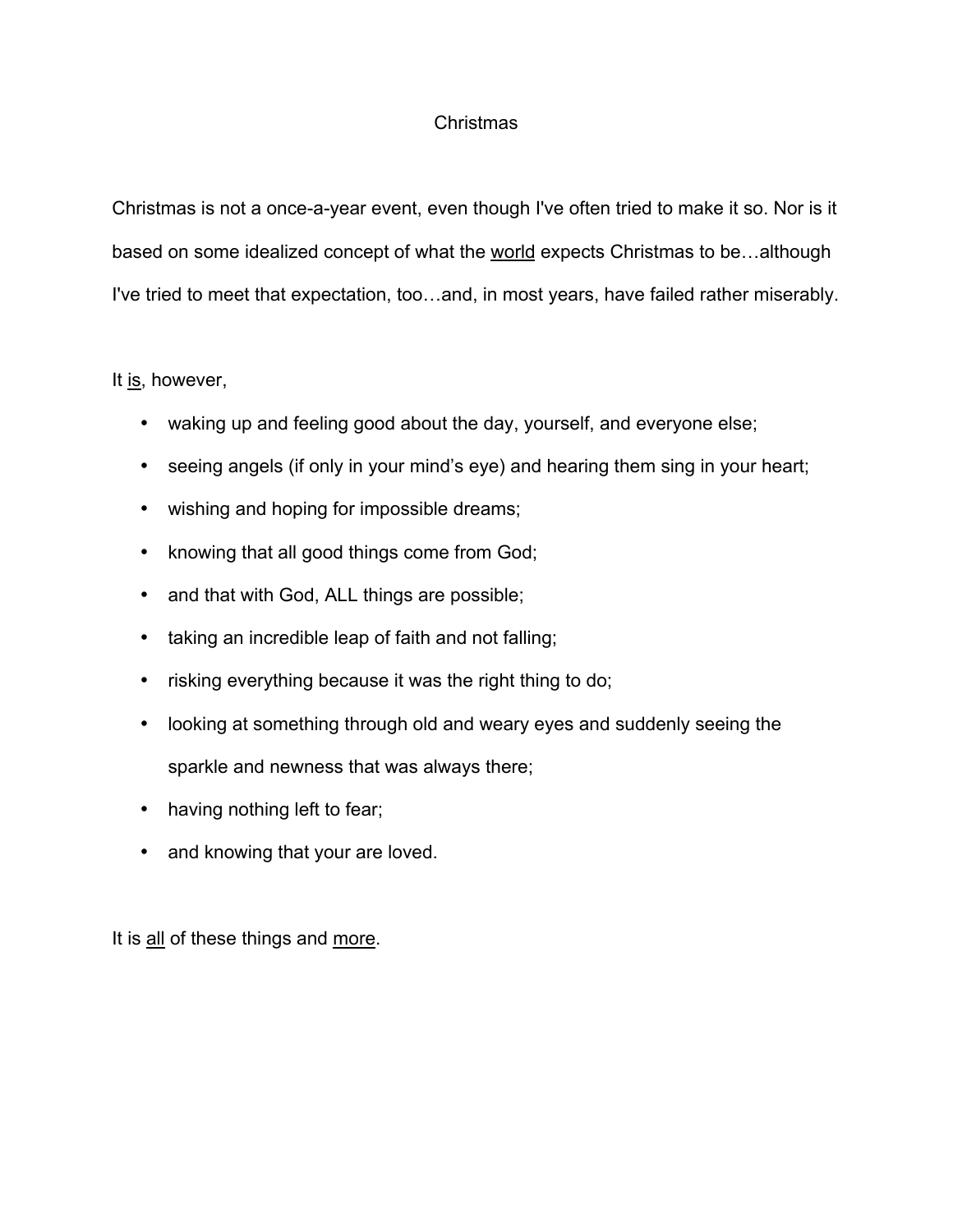# Christmas

Christmas is not a once-a-year event, even though I've often tried to make it so. Nor is it based on some idealized concept of what the <u>world</u> expects Christmas to be…although I've tried to meet that expectation, too…and, in most years, have failed rather miserably.

It <u>is</u>, however,

- waking up and feeling good about the day, yourself, and everyone else;
- seeing angels (if only in your mind's eye) and hearing them sing in your heart;
- wishing and hoping for impossible dreams;
- knowing that all good things come from God;
- and that with God, ALL things are possible;
- taking an incredible leap of faith and not falling;
- risking everything because it was the right thing to do;
- looking at something through old and weary eyes and suddenly seeing the sparkle and newness that was always there;
- having nothing left to fear;
- and knowing that your are loved.

It is <u>all</u> of these things and <u>more</u>.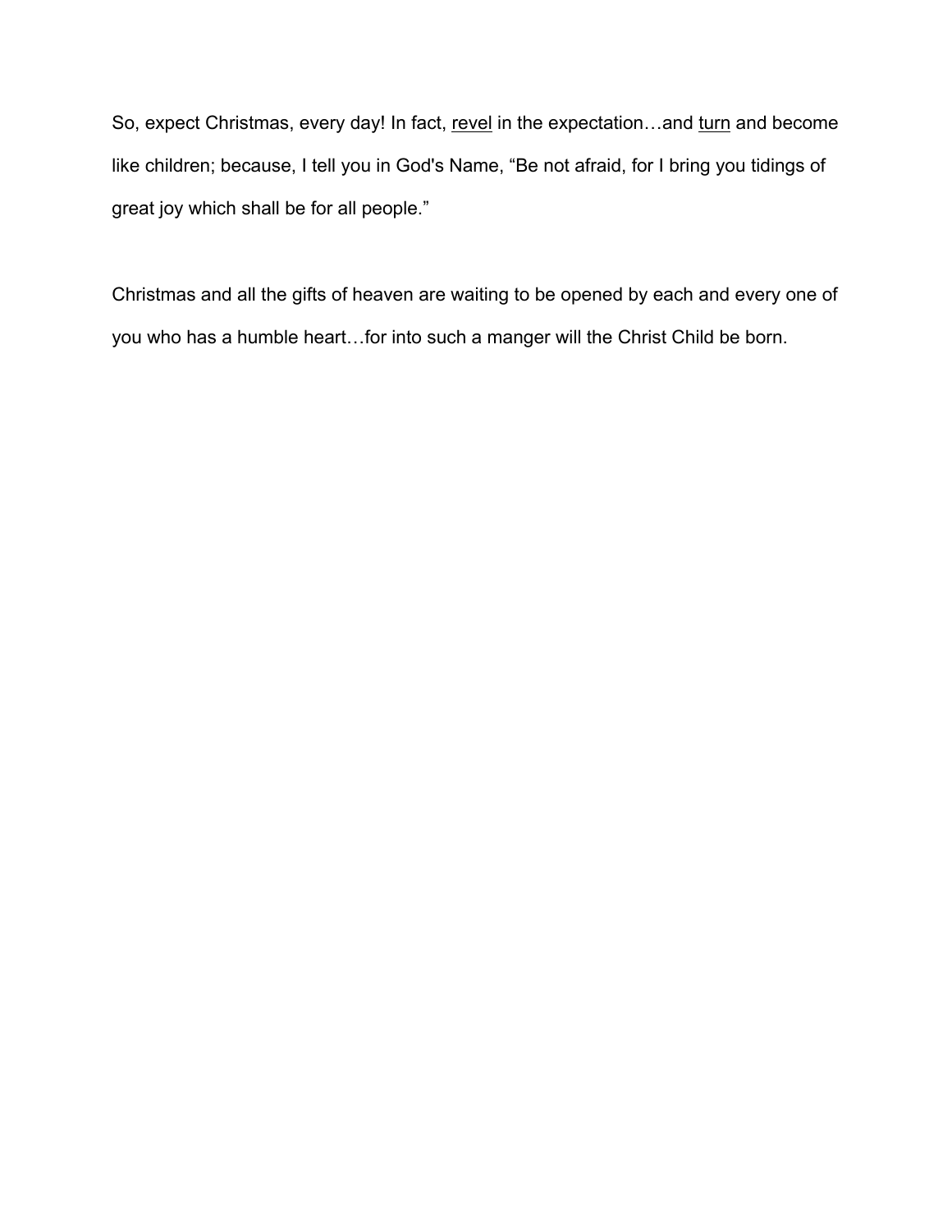So, expect Christmas, every day! In fact, <u>revel</u> in the expectation…and <u>turn</u> and become like children; because, I tell you in God's Name, “Be not afraid, for I bring you tidings of great joy which shall be for all people.”

Christmas and all the gifts of heaven are waiting to be opened by each and every one of you who has a humble heart…for into such a manger will the Christ Child be born.